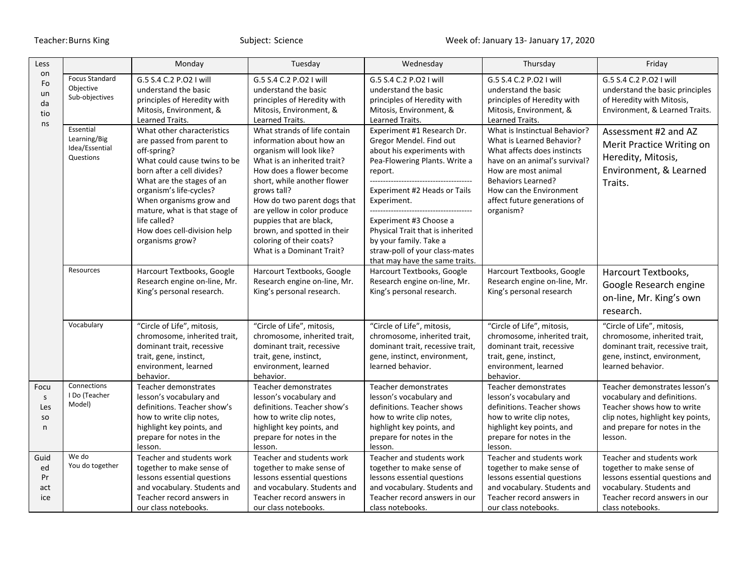Teacher: Burns King | Subject: Science | Week of: January 13- January 17, 2020

| Lesson Foundations | | Monday | Tuesday | Wednesday | Thursday | Friday |
|---|---|---|---|---|---|---|
| | Focus Standard Objective Sub-objectives | G.5 S.4 C.2 P.O2 I will understand the basic principles of Heredity with Mitosis, Environment, & Learned Traits. | G.5 S.4 C.2 P.O2 I will understand the basic principles of Heredity with Mitosis, Environment, & Learned Traits. | G.5 S.4 C.2 P.O2 I will understand the basic principles of Heredity with Mitosis, Environment, & Learned Traits. | G.5 S.4 C.2 P.O2 I will understand the basic principles of Heredity with Mitosis, Environment, & Learned Traits. | G.5 S.4 C.2 P.O2 I will understand the basic principles of Heredity with Mitosis, Environment, & Learned Traits. |
| | Essential Learning/Big Idea/Essential Questions | What other characteristics are passed from parent to off-spring? What could cause twins to be born after a cell divides? What are the stages of an organism's life-cycles? When organisms grow and mature, what is that stage of life called? How does cell-division help organisms grow? | What strands of life contain information about how an organism will look like? What is an inherited trait? How does a flower become short, while another flower grows tall? How do two parent dogs that are yellow in color produce puppies that are black, brown, and spotted in their coloring of their coats? What is a Dominant Trait? | Experiment #1 Research Dr. Gregor Mendel. Find out about his experiments with Pea-Flowering Plants. Write a report. --------------------------------------- Experiment #2 Heads or Tails Experiment. --------------------------------------- Experiment #3 Choose a Physical Trait that is inherited by your family. Take a straw-poll of your class-mates that may have the same traits. | What is Instinctual Behavior? What is Learned Behavior? What affects does instincts have on an animal's survival? How are most animal Behaviors Learned? How can the Environment affect future generations of organism? | Assessment #2 and AZ Merit Practice Writing on Heredity, Mitosis, Environment, & Learned Traits. |
| | Resources | Harcourt Textbooks, Google Research engine on-line, Mr. King's personal research. | Harcourt Textbooks, Google Research engine on-line, Mr. King's personal research. | Harcourt Textbooks, Google Research engine on-line, Mr. King's personal research. | Harcourt Textbooks, Google Research engine on-line, Mr. King's personal research | Harcourt Textbooks, Google Research engine on-line, Mr. King's own research. |
| | Vocabulary | "Circle of Life", mitosis, chromosome, inherited trait, dominant trait, recessive trait, gene, instinct, environment, learned behavior. | "Circle of Life", mitosis, chromosome, inherited trait, dominant trait, recessive trait, gene, instinct, environment, learned behavior. | "Circle of Life", mitosis, chromosome, inherited trait, dominant trait, recessive trait, gene, instinct, environment, learned behavior. | "Circle of Life", mitosis, chromosome, inherited trait, dominant trait, recessive trait, gene, instinct, environment, learned behavior. | "Circle of Life", mitosis, chromosome, inherited trait, dominant trait, recessive trait, gene, instinct, environment, learned behavior. |
| Focus Lesson | Connections I Do (Teacher Model) | Teacher demonstrates lesson's vocabulary and definitions. Teacher show's how to write clip notes, highlight key points, and prepare for notes in the lesson. | Teacher demonstrates lesson's vocabulary and definitions. Teacher show's how to write clip notes, highlight key points, and prepare for notes in the lesson. | Teacher demonstrates lesson's vocabulary and definitions. Teacher shows how to write clip notes, highlight key points, and prepare for notes in the lesson. | Teacher demonstrates lesson's vocabulary and definitions. Teacher shows how to write clip notes, highlight key points, and prepare for notes in the lesson. | Teacher demonstrates lesson's vocabulary and definitions. Teacher shows how to write clip notes, highlight key points, and prepare for notes in the lesson. |
| Guided Practice | We do You do together | Teacher and students work together to make sense of lessons essential questions and vocabulary. Students and Teacher record answers in our class notebooks. | Teacher and students work together to make sense of lessons essential questions and vocabulary. Students and Teacher record answers in our class notebooks. | Teacher and students work together to make sense of lessons essential questions and vocabulary. Students and Teacher record answers in our class notebooks. | Teacher and students work together to make sense of lessons essential questions and vocabulary. Students and Teacher record answers in our class notebooks. | Teacher and students work together to make sense of lessons essential questions and vocabulary. Students and Teacher record answers in our class notebooks. |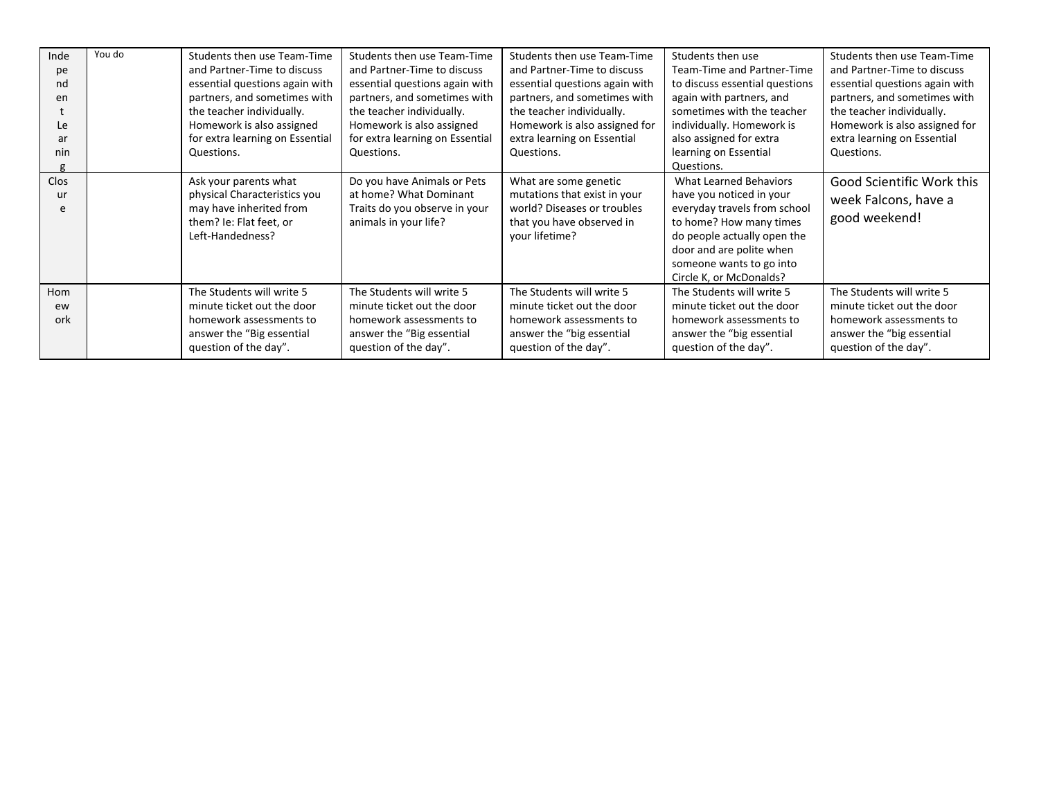| | | | | | | |
|---|---|---|---|---|---|---|
| Independent Learning | You do | Students then use Team-Time and Partner-Time to discuss essential questions again with partners, and sometimes with the teacher individually. Homework is also assigned for extra learning on Essential Questions. | Students then use Team-Time and Partner-Time to discuss essential questions again with partners, and sometimes with the teacher individually. Homework is also assigned for extra learning on Essential Questions. | Students then use Team-Time and Partner-Time to discuss essential questions again with partners, and sometimes with the teacher individually. Homework is also assigned for extra learning on Essential Questions. | Students then use Team-Time and Partner-Time to discuss essential questions again with partners, and sometimes with the teacher individually. Homework is also assigned for extra learning on Essential Questions. | Students then use Team-Time and Partner-Time to discuss essential questions again with partners, and sometimes with the teacher individually. Homework is also assigned for extra learning on Essential Questions. |
| Closure | | Ask your parents what physical Characteristics you may have inherited from them? Ie: Flat feet, or Left-Handedness? | Do you have Animals or Pets at home? What Dominant Traits do you observe in your animals in your life? | What are some genetic mutations that exist in your world? Diseases or troubles that you have observed in your lifetime? | What Learned Behaviors have you noticed in your everyday travels from school to home? How many times do people actually open the door and are polite when someone wants to go into Circle K, or McDonalds? | Good Scientific Work this week Falcons, have a good weekend! |
| Homework | | The Students will write 5 minute ticket out the door homework assessments to answer the "Big essential question of the day". | The Students will write 5 minute ticket out the door homework assessments to answer the "Big essential question of the day". | The Students will write 5 minute ticket out the door homework assessments to answer the "big essential question of the day". | The Students will write 5 minute ticket out the door homework assessments to answer the "big essential question of the day". | The Students will write 5 minute ticket out the door homework assessments to answer the "big essential question of the day". |